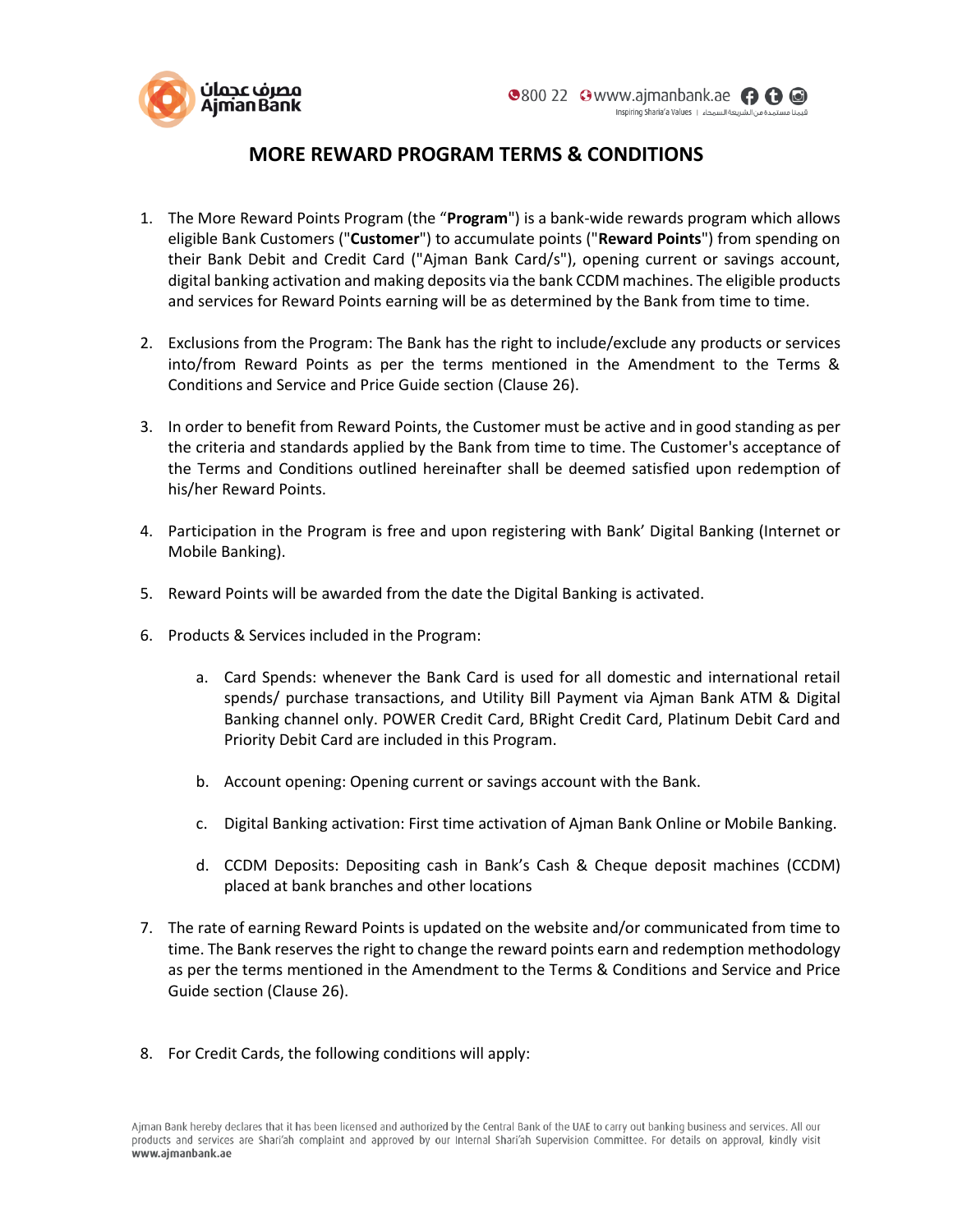# MORE REWARD PROGRAM TERMS & CONDITIONS

1. The More Reward Points Program (the "**Program**") is a bank-wide rewards program which allows eligible Bank Customers ("**Customer**") to accumulate points ("**Reward Points**") from spending on their Bank Debit and Credit Card ("Ajman Bank Card/s"), opening current or savings account, digital banking activation and making deposits via the bank CCDM machines. The eligible products and services for Reward Points earning will be as determined by the Bank from time to time.

2. Exclusions from the Program: The Bank has the right to include/exclude any products or services into/from Reward Points as per the terms mentioned in the Amendment to the Terms & Conditions and Service and Price Guide section (Clause 26).

3. In order to benefit from Reward Points, the Customer must be active and in good standing as per the criteria and standards applied by the Bank from time to time. The Customer's acceptance of the Terms and Conditions outlined hereinafter shall be deemed satisfied upon redemption of his/her Reward Points.

4. Participation in the Program is free and upon registering with Bank' Digital Banking (Internet or Mobile Banking).

5. Reward Points will be awarded from the date the Digital Banking is activated.

6. Products & Services included in the Program:

   a. Card Spends: whenever the Bank Card is used for all domestic and international retail spends/ purchase transactions, and Utility Bill Payment via Ajman Bank ATM & Digital Banking channel only. POWER Credit Card, BRight Credit Card, Platinum Debit Card and Priority Debit Card are included in this Program.

   b. Account opening: Opening current or savings account with the Bank.

   c. Digital Banking activation: First time activation of Ajman Bank Online or Mobile Banking.

   d. CCDM Deposits: Depositing cash in Bank's Cash & Cheque deposit machines (CCDM) placed at bank branches and other locations

7. The rate of earning Reward Points is updated on the website and/or communicated from time to time. The Bank reserves the right to change the reward points earn and redemption methodology as per the terms mentioned in the Amendment to the Terms & Conditions and Service and Price Guide section (Clause 26).

8. For Credit Cards, the following conditions will apply: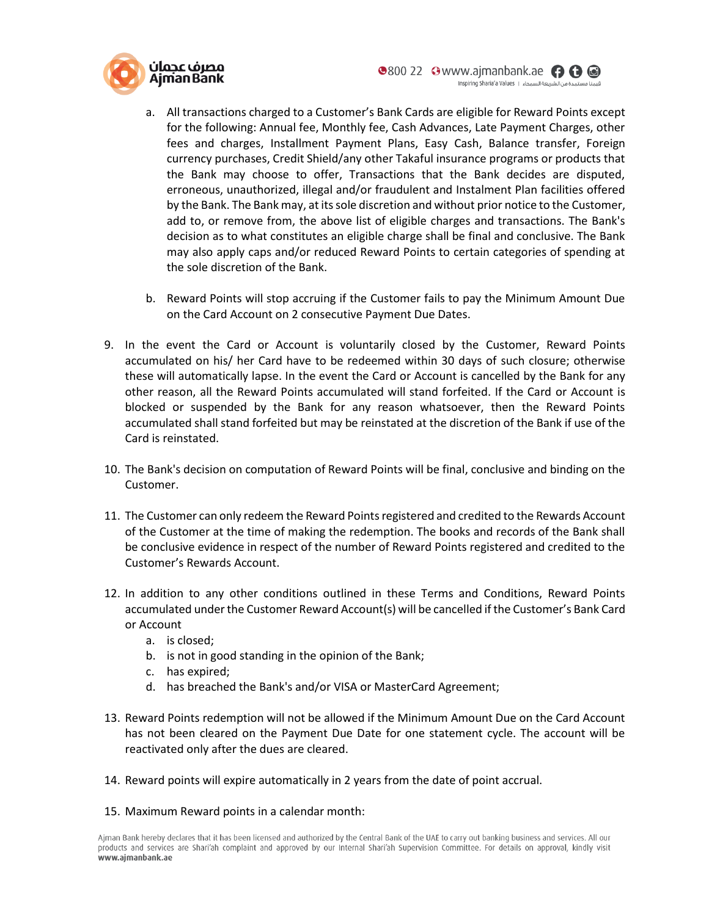a. All transactions charged to a Customer's Bank Cards are eligible for Reward Points except for the following: Annual fee, Monthly fee, Cash Advances, Late Payment Charges, other fees and charges, Installment Payment Plans, Easy Cash, Balance transfer, Foreign currency purchases, Credit Shield/any other Takaful insurance programs or products that the Bank may choose to offer, Transactions that the Bank decides are disputed, erroneous, unauthorized, illegal and/or fraudulent and Instalment Plan facilities offered by the Bank. The Bank may, at its sole discretion and without prior notice to the Customer, add to, or remove from, the above list of eligible charges and transactions. The Bank's decision as to what constitutes an eligible charge shall be final and conclusive. The Bank may also apply caps and/or reduced Reward Points to certain categories of spending at the sole discretion of the Bank.

b. Reward Points will stop accruing if the Customer fails to pay the Minimum Amount Due on the Card Account on 2 consecutive Payment Due Dates.

9. In the event the Card or Account is voluntarily closed by the Customer, Reward Points accumulated on his/ her Card have to be redeemed within 30 days of such closure; otherwise these will automatically lapse. In the event the Card or Account is cancelled by the Bank for any other reason, all the Reward Points accumulated will stand forfeited. If the Card or Account is blocked or suspended by the Bank for any reason whatsoever, then the Reward Points accumulated shall stand forfeited but may be reinstated at the discretion of the Bank if use of the Card is reinstated.

10. The Bank's decision on computation of Reward Points will be final, conclusive and binding on the Customer.

11. The Customer can only redeem the Reward Points registered and credited to the Rewards Account of the Customer at the time of making the redemption. The books and records of the Bank shall be conclusive evidence in respect of the number of Reward Points registered and credited to the Customer's Rewards Account.

12. In addition to any other conditions outlined in these Terms and Conditions, Reward Points accumulated under the Customer Reward Account(s) will be cancelled if the Customer's Bank Card or Account
    a. is closed;
    b. is not in good standing in the opinion of the Bank;
    c. has expired;
    d. has breached the Bank's and/or VISA or MasterCard Agreement;

13. Reward Points redemption will not be allowed if the Minimum Amount Due on the Card Account has not been cleared on the Payment Due Date for one statement cycle. The account will be reactivated only after the dues are cleared.

14. Reward points will expire automatically in 2 years from the date of point accrual.

15. Maximum Reward points in a calendar month: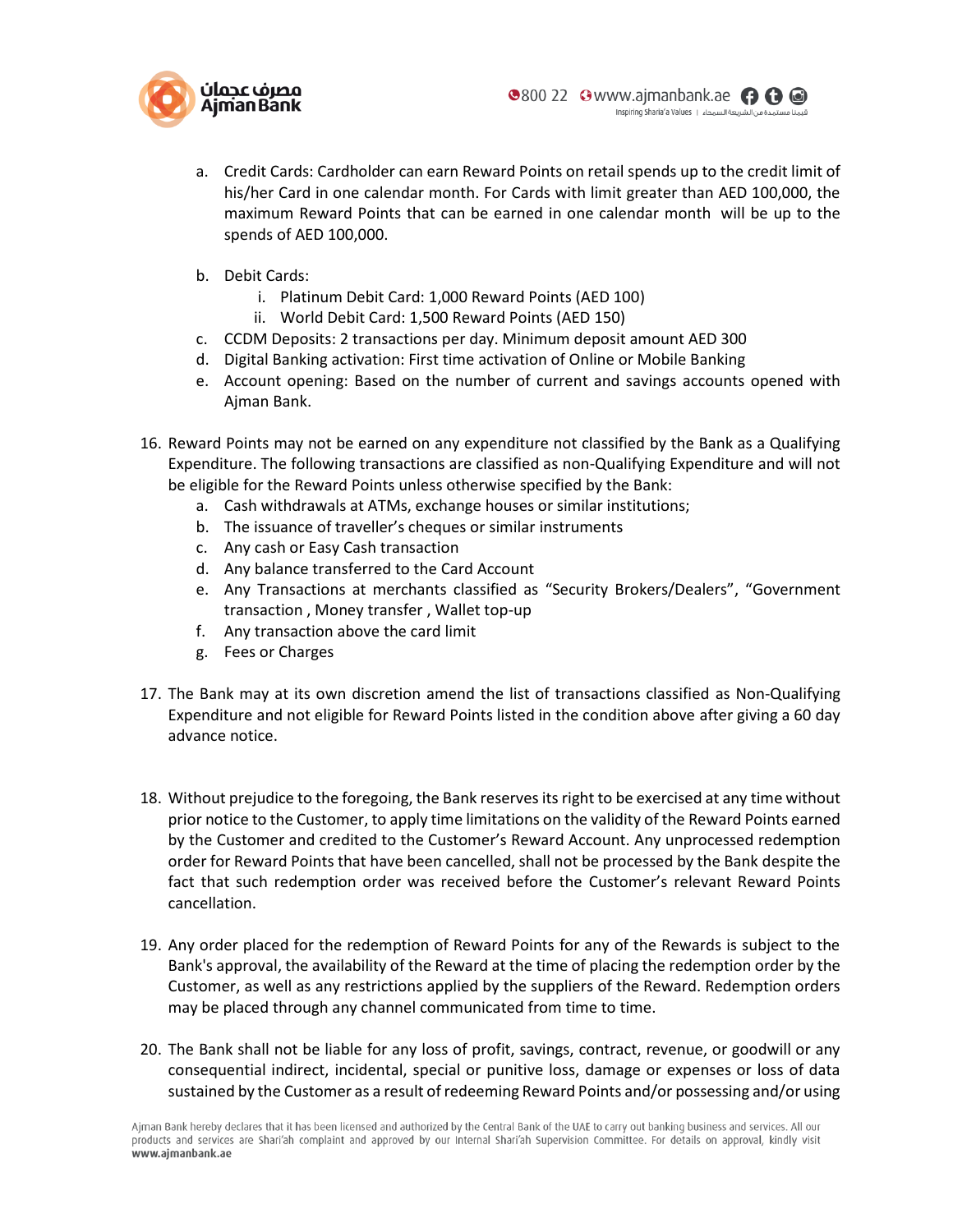a. Credit Cards: Cardholder can earn Reward Points on retail spends up to the credit limit of his/her Card in one calendar month. For Cards with limit greater than AED 100,000, the maximum Reward Points that can be earned in one calendar month will be up to the spends of AED 100,000.

b. Debit Cards:
   i. Platinum Debit Card: 1,000 Reward Points (AED 100)
   ii. World Debit Card: 1,500 Reward Points (AED 150)

c. CCDM Deposits: 2 transactions per day. Minimum deposit amount AED 300

d. Digital Banking activation: First time activation of Online or Mobile Banking

e. Account opening: Based on the number of current and savings accounts opened with Ajman Bank.

16. Reward Points may not be earned on any expenditure not classified by the Bank as a Qualifying Expenditure. The following transactions are classified as non-Qualifying Expenditure and will not be eligible for the Reward Points unless otherwise specified by the Bank:
    a. Cash withdrawals at ATMs, exchange houses or similar institutions;
    b. The issuance of traveller's cheques or similar instruments
    c. Any cash or Easy Cash transaction
    d. Any balance transferred to the Card Account
    e. Any Transactions at merchants classified as "Security Brokers/Dealers", "Government transaction , Money transfer , Wallet top-up
    f. Any transaction above the card limit
    g. Fees or Charges

17. The Bank may at its own discretion amend the list of transactions classified as Non-Qualifying Expenditure and not eligible for Reward Points listed in the condition above after giving a 60 day advance notice.

18. Without prejudice to the foregoing, the Bank reserves its right to be exercised at any time without prior notice to the Customer, to apply time limitations on the validity of the Reward Points earned by the Customer and credited to the Customer's Reward Account. Any unprocessed redemption order for Reward Points that have been cancelled, shall not be processed by the Bank despite the fact that such redemption order was received before the Customer's relevant Reward Points cancellation.

19. Any order placed for the redemption of Reward Points for any of the Rewards is subject to the Bank's approval, the availability of the Reward at the time of placing the redemption order by the Customer, as well as any restrictions applied by the suppliers of the Reward. Redemption orders may be placed through any channel communicated from time to time.

20. The Bank shall not be liable for any loss of profit, savings, contract, revenue, or goodwill or any consequential indirect, incidental, special or punitive loss, damage or expenses or loss of data sustained by the Customer as a result of redeeming Reward Points and/or possessing and/or using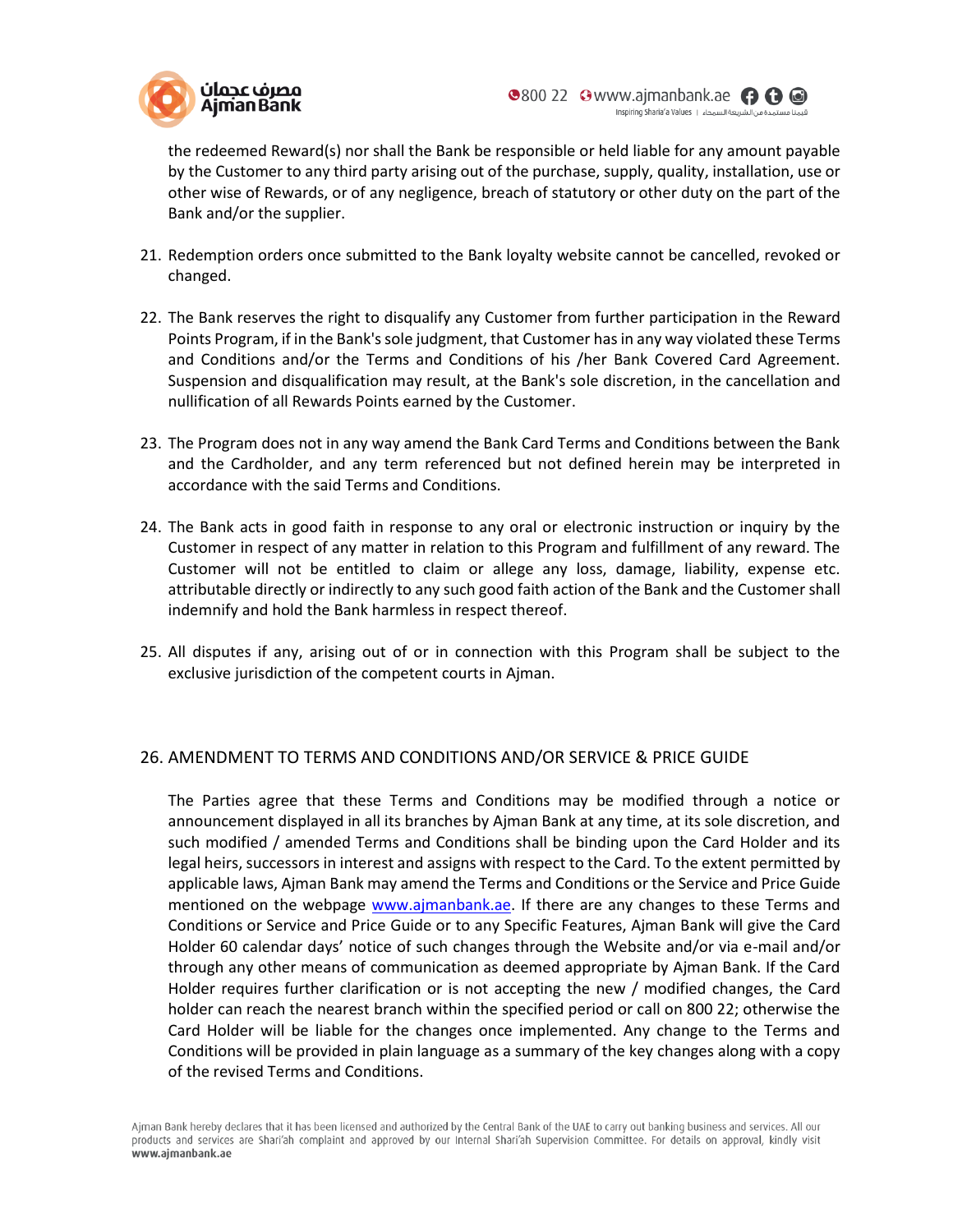the redeemed Reward(s) nor shall the Bank be responsible or held liable for any amount payable by the Customer to any third party arising out of the purchase, supply, quality, installation, use or other wise of Rewards, or of any negligence, breach of statutory or other duty on the part of the Bank and/or the supplier.

21. Redemption orders once submitted to the Bank loyalty website cannot be cancelled, revoked or changed.

22. The Bank reserves the right to disqualify any Customer from further participation in the Reward Points Program, if in the Bank's sole judgment, that Customer has in any way violated these Terms and Conditions and/or the Terms and Conditions of his /her Bank Covered Card Agreement. Suspension and disqualification may result, at the Bank's sole discretion, in the cancellation and nullification of all Rewards Points earned by the Customer.

23. The Program does not in any way amend the Bank Card Terms and Conditions between the Bank and the Cardholder, and any term referenced but not defined herein may be interpreted in accordance with the said Terms and Conditions.

24. The Bank acts in good faith in response to any oral or electronic instruction or inquiry by the Customer in respect of any matter in relation to this Program and fulfillment of any reward. The Customer will not be entitled to claim or allege any loss, damage, liability, expense etc. attributable directly or indirectly to any such good faith action of the Bank and the Customer shall indemnify and hold the Bank harmless in respect thereof.

25. All disputes if any, arising out of or in connection with this Program shall be subject to the exclusive jurisdiction of the competent courts in Ajman.

## 26. AMENDMENT TO TERMS AND CONDITIONS AND/OR SERVICE & PRICE GUIDE

The Parties agree that these Terms and Conditions may be modified through a notice or announcement displayed in all its branches by Ajman Bank at any time, at its sole discretion, and such modified / amended Terms and Conditions shall be binding upon the Card Holder and its legal heirs, successors in interest and assigns with respect to the Card. To the extent permitted by applicable laws, Ajman Bank may amend the Terms and Conditions or the Service and Price Guide mentioned on the webpage [www.ajmanbank.ae](www.ajmanbank.ae). If there are any changes to these Terms and Conditions or Service and Price Guide or to any Specific Features, Ajman Bank will give the Card Holder 60 calendar days' notice of such changes through the Website and/or via e-mail and/or through any other means of communication as deemed appropriate by Ajman Bank. If the Card Holder requires further clarification or is not accepting the new / modified changes, the Card holder can reach the nearest branch within the specified period or call on 800 22; otherwise the Card Holder will be liable for the changes once implemented. Any change to the Terms and Conditions will be provided in plain language as a summary of the key changes along with a copy of the revised Terms and Conditions.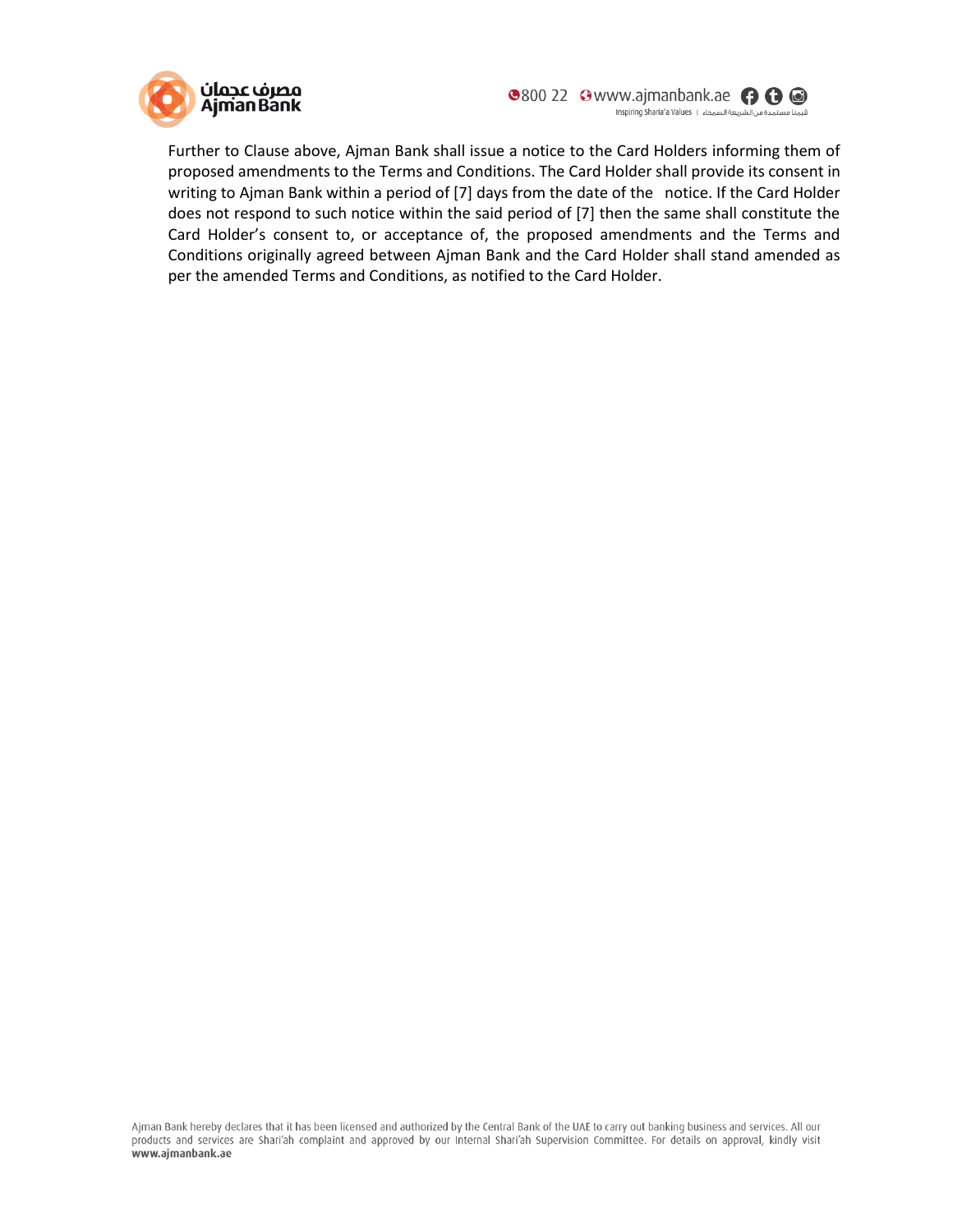Further to Clause above, Ajman Bank shall issue a notice to the Card Holders informing them of proposed amendments to the Terms and Conditions. The Card Holder shall provide its consent in writing to Ajman Bank within a period of [7] days from the date of the notice. If the Card Holder does not respond to such notice within the said period of [7] then the same shall constitute the Card Holder's consent to, or acceptance of, the proposed amendments and the Terms and Conditions originally agreed between Ajman Bank and the Card Holder shall stand amended as per the amended Terms and Conditions, as notified to the Card Holder.